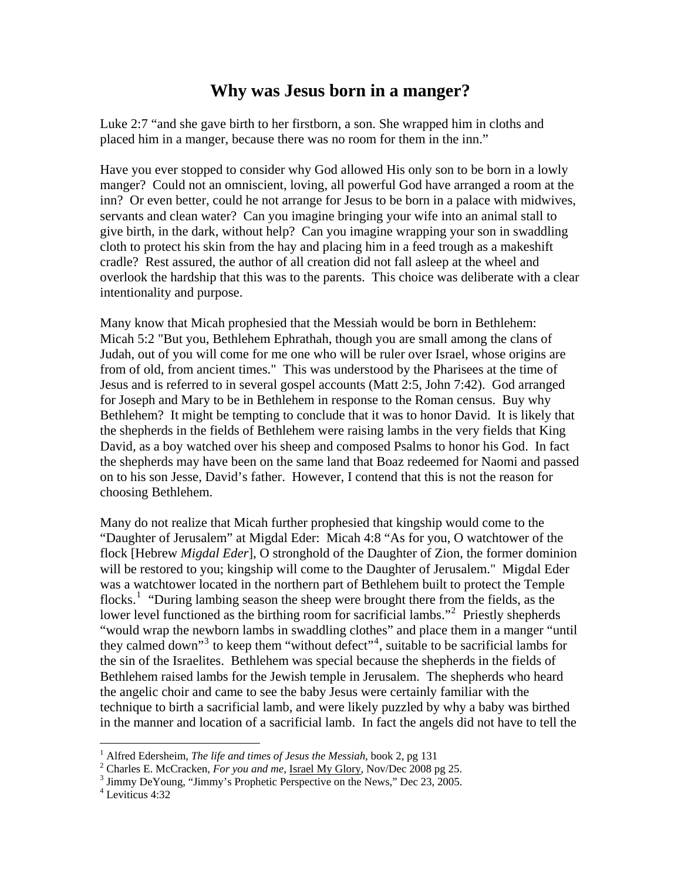# Why was Jesus born in a manger?

Luke 2:7 "and she gave birth to her firstborn, a son. She wrapped him in cloths and placed him in a manger, because there was no room for them in the inn."

Have you ever stopped to consider why God allowed His only son to be born in a lowly manger? Could not an omniscient, loving, all powerful God have arranged a room at the inn? Or even better, could he not arrange for Jesus to be born in a palace with midwives, servants and clean water? Can you imagine bringing your wife into an animal stall to give birth, in the dark, without help? Can you imagine wrapping your son in swaddling cloth to protect his skin from the hay and placing him in a feed trough as a makeshift cradle? Rest assured, the author of all creation did not fall asleep at the wheel and overlook the hardship that this was to the parents. This choice was deliberate with a clear intentionality and purpose.

Many know that Micah prophesied that the Messiah would be born in Bethlehem: Micah 5:2 "But you, Bethlehem Ephrathah, though you are small among the clans of Judah, out of you will come for me one who will be ruler over Israel, whose origins are from of old, from ancient times." This was understood by the Pharisees at the time of Jesus and is referred to in several gospel accounts (Matt 2:5, John 7:42). God arranged for Joseph and Mary to be in Bethlehem in response to the Roman census. Buy why Bethlehem? It might be tempting to conclude that it was to honor David. It is likely that the shepherds in the fields of Bethlehem were raising lambs in the very fields that King David, as a boy watched over his sheep and composed Psalms to honor his God. In fact the shepherds may have been on the same land that Boaz redeemed for Naomi and passed on to his son Jesse, David's father. However, I contend that this is not the reason for choosing Bethlehem.

Many do not realize that Micah further prophesied that kingship would come to the "Daughter of Jerusalem" at Migdal Eder: Micah 4:8 "As for you, O watchtower of the flock [Hebrew *Migdal Eder*], O stronghold of the Daughter of Zion, the former dominion will be restored to you; kingship will come to the Daughter of Jerusalem." Migdal Eder was a watchtower located in the northern part of Bethlehem built to protect the Temple flocks.[1] "During lambing season the sheep were brought there from the fields, as the lower level functioned as the birthing room for sacrificial lambs."[2] Priestly shepherds "would wrap the newborn lambs in swaddling clothes" and place them in a manger "until they calmed down"[3] to keep them "without defect"[4], suitable to be sacrificial lambs for the sin of the Israelites. Bethlehem was special because the shepherds in the fields of Bethlehem raised lambs for the Jewish temple in Jerusalem. The shepherds who heard the angelic choir and came to see the baby Jesus were certainly familiar with the technique to birth a sacrificial lamb, and were likely puzzled by why a baby was birthed in the manner and location of a sacrificial lamb. In fact the angels did not have to tell the

---

[1] Alfred Edersheim, *The life and times of Jesus the Messiah*, book 2, pg 131

[2] Charles E. McCracken, *For you and me*, Israel My Glory, Nov/Dec 2008 pg 25.

[3] Jimmy DeYoung, "Jimmy's Prophetic Perspective on the News," Dec 23, 2005.

[4] Leviticus 4:32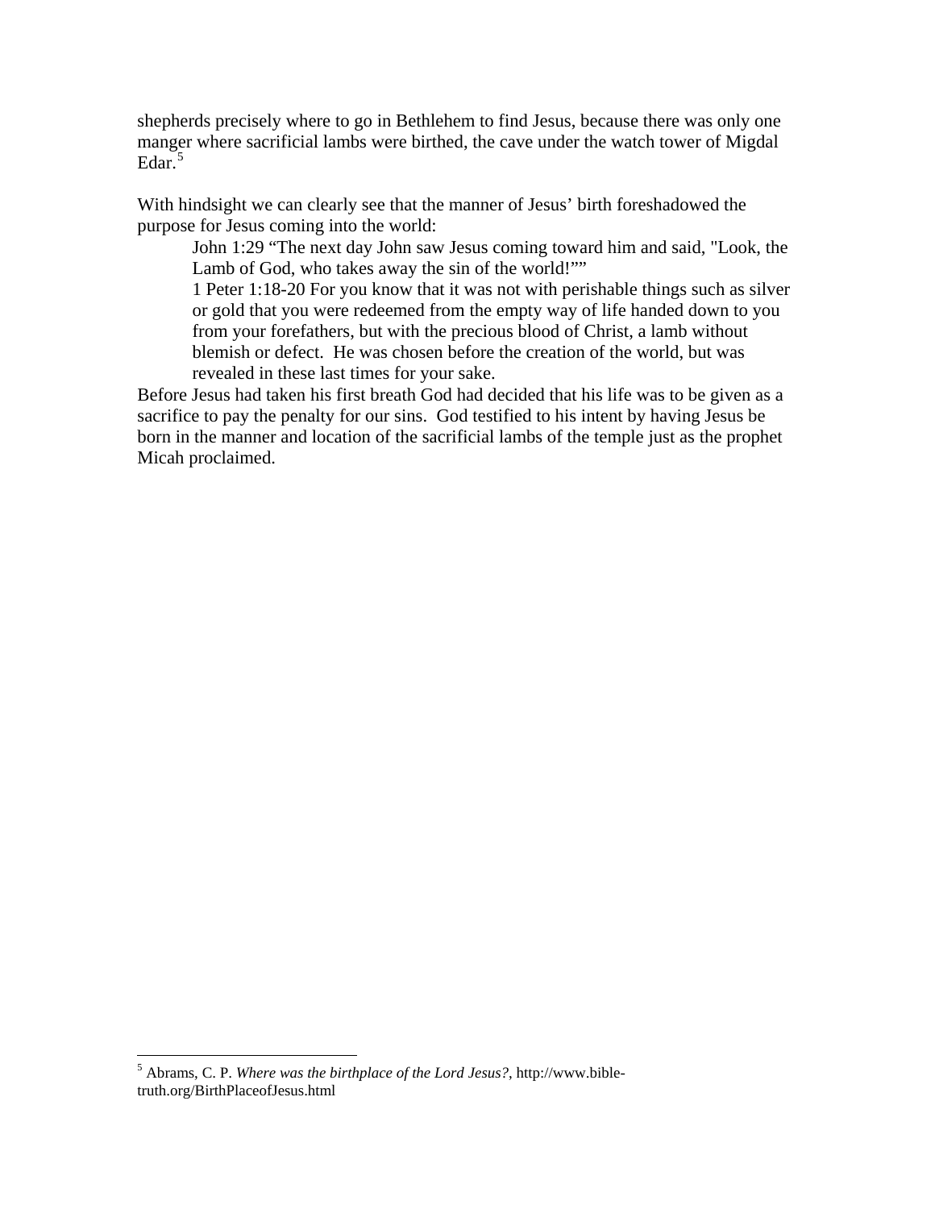shepherds precisely where to go in Bethlehem to find Jesus, because there was only one manger where sacrificial lambs were birthed, the cave under the watch tower of Migdal Edar.[5]

With hindsight we can clearly see that the manner of Jesus' birth foreshadowed the purpose for Jesus coming into the world:

> John 1:29 "The next day John saw Jesus coming toward him and said, "Look, the Lamb of God, who takes away the sin of the world!""
>
> 1 Peter 1:18-20 For you know that it was not with perishable things such as silver or gold that you were redeemed from the empty way of life handed down to you from your forefathers, but with the precious blood of Christ, a lamb without blemish or defect. He was chosen before the creation of the world, but was revealed in these last times for your sake.

Before Jesus had taken his first breath God had decided that his life was to be given as a sacrifice to pay the penalty for our sins. God testified to his intent by having Jesus be born in the manner and location of the sacrificial lambs of the temple just as the prophet Micah proclaimed.

---

[5] Abrams, C. P. *Where was the birthplace of the Lord Jesus?*, http://www.bible-truth.org/BirthPlaceofJesus.html